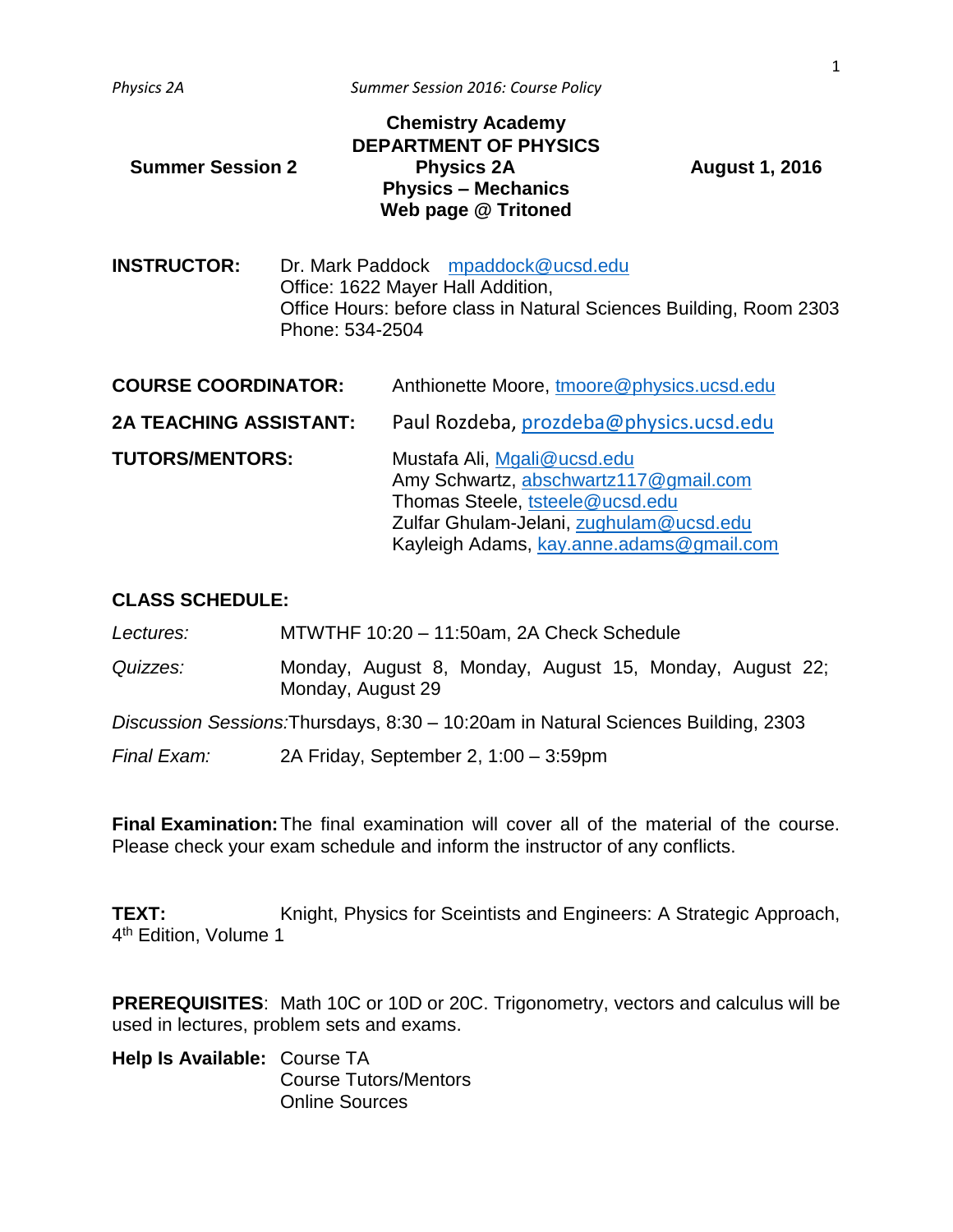**Chemistry Academy**
**DEPARTMENT OF PHYSICS**
**Physics 2A**
**Physics – Mechanics**
**Web page @ Tritoned**

**Summer Session 2** — **August 1, 2016**

**INSTRUCTOR:** Dr. Mark Paddock mpaddock@ucsd.edu
Office: 1622 Mayer Hall Addition,
Office Hours: before class in Natural Sciences Building, Room 2303
Phone: 534-2504

**COURSE COORDINATOR:** Anthionette Moore, tmoore@physics.ucsd.edu

**2A TEACHING ASSISTANT:** Paul Rozdeba, prozdeba@physics.ucsd.edu

**TUTORS/MENTORS:**
Mustafa Ali, Mgali@ucsd.edu
Amy Schwartz, abschwartz117@gmail.com
Thomas Steele, tsteele@ucsd.edu
Zulfar Ghulam-Jelani, zughulam@ucsd.edu
Kayleigh Adams, kay.anne.adams@gmail.com

**CLASS SCHEDULE:**

*Lectures:* MTWTHF 10:20 – 11:50am, 2A Check Schedule

*Quizzes:* Monday, August 8, Monday, August 15, Monday, August 22; Monday, August 29

*Discussion Sessions:* Thursdays, 8:30 – 10:20am in Natural Sciences Building, 2303

*Final Exam:* 2A Friday, September 2, 1:00 – 3:59pm

**Final Examination:** The final examination will cover all of the material of the course. Please check your exam schedule and inform the instructor of any conflicts.

**TEXT:** Knight, Physics for Sceintists and Engineers: A Strategic Approach, 4th Edition, Volume 1

**PREREQUISITES**: Math 10C or 10D or 20C. Trigonometry, vectors and calculus will be used in lectures, problem sets and exams.

**Help Is Available:**
Course TA
Course Tutors/Mentors
Online Sources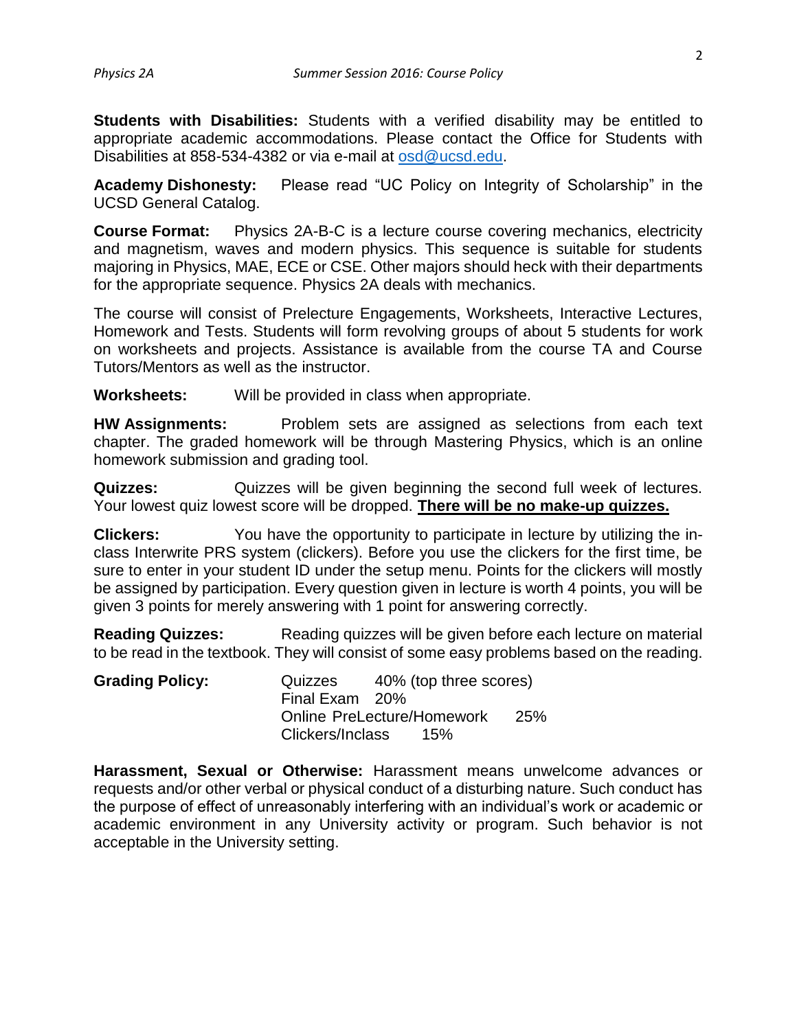**Students with Disabilities:** Students with a verified disability may be entitled to appropriate academic accommodations. Please contact the Office for Students with Disabilities at 858-534-4382 or via e-mail at osd@ucsd.edu.

**Academy Dishonesty:** Please read "UC Policy on Integrity of Scholarship" in the UCSD General Catalog.

**Course Format:** Physics 2A-B-C is a lecture course covering mechanics, electricity and magnetism, waves and modern physics. This sequence is suitable for students majoring in Physics, MAE, ECE or CSE. Other majors should heck with their departments for the appropriate sequence. Physics 2A deals with mechanics.

The course will consist of Prelecture Engagements, Worksheets, Interactive Lectures, Homework and Tests. Students will form revolving groups of about 5 students for work on worksheets and projects. Assistance is available from the course TA and Course Tutors/Mentors as well as the instructor.

**Worksheets:** Will be provided in class when appropriate.

**HW Assignments:** Problem sets are assigned as selections from each text chapter. The graded homework will be through Mastering Physics, which is an online homework submission and grading tool.

**Quizzes:** Quizzes will be given beginning the second full week of lectures. Your lowest quiz lowest score will be dropped. **There will be no make-up quizzes.**

**Clickers:** You have the opportunity to participate in lecture by utilizing the in-class Interwrite PRS system (clickers). Before you use the clickers for the first time, be sure to enter in your student ID under the setup menu. Points for the clickers will mostly be assigned by participation. Every question given in lecture is worth 4 points, you will be given 3 points for merely answering with 1 point for answering correctly.

**Reading Quizzes:** Reading quizzes will be given before each lecture on material to be read in the textbook. They will consist of some easy problems based on the reading.

**Grading Policy:**

| Component | Weight |
|---|---|
| Quizzes | 40% (top three scores) |
| Final Exam | 20% |
| Online PreLecture/Homework | 25% |
| Clickers/Inclass | 15% |

**Harassment, Sexual or Otherwise:** Harassment means unwelcome advances or requests and/or other verbal or physical conduct of a disturbing nature. Such conduct has the purpose of effect of unreasonably interfering with an individual's work or academic or academic environment in any University activity or program. Such behavior is not acceptable in the University setting.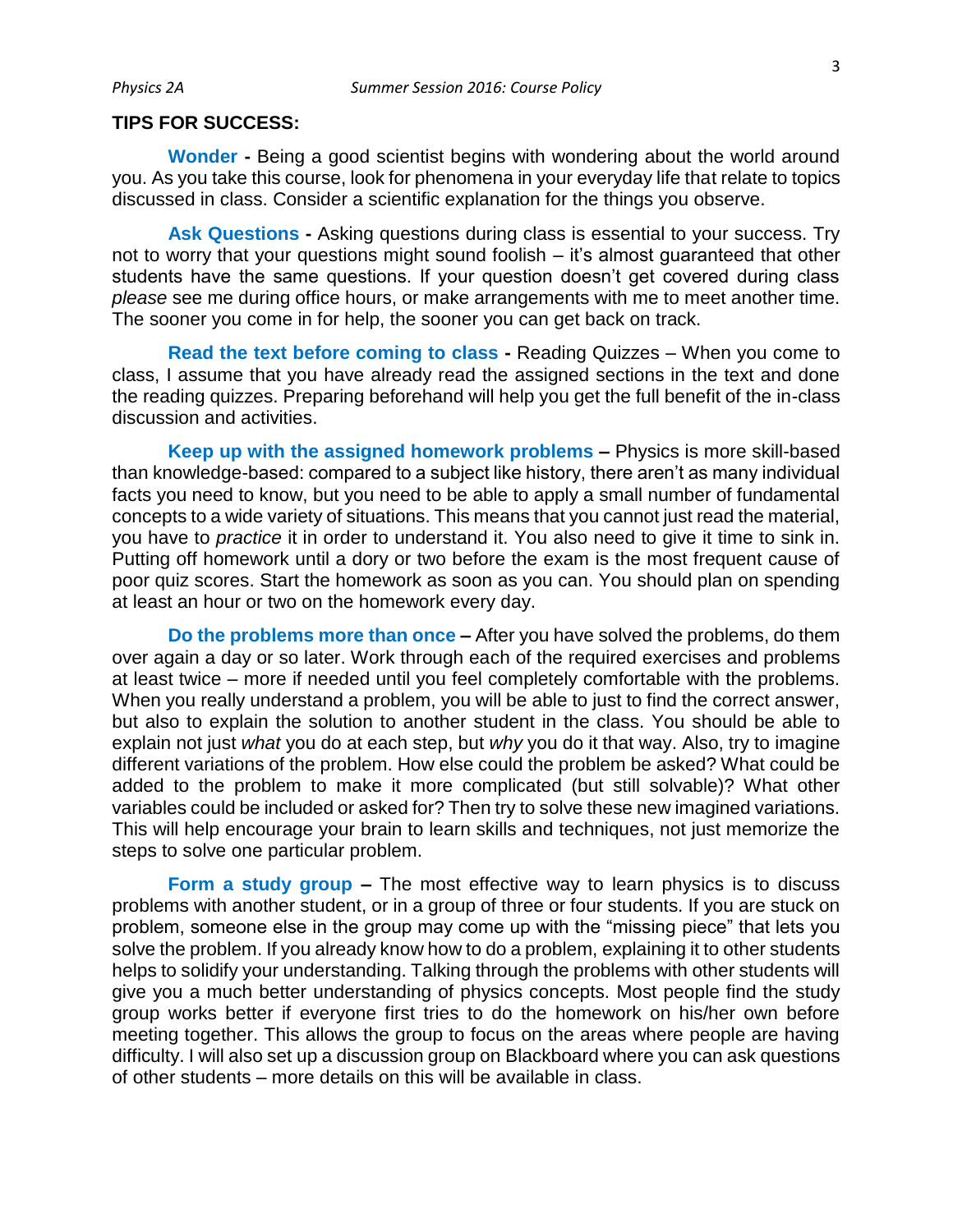## TIPS FOR SUCCESS:

**Wonder** - Being a good scientist begins with wondering about the world around you. As you take this course, look for phenomena in your everyday life that relate to topics discussed in class. Consider a scientific explanation for the things you observe.

**Ask Questions** - Asking questions during class is essential to your success. Try not to worry that your questions might sound foolish – it's almost guaranteed that other students have the same questions. If your question doesn't get covered during class *please* see me during office hours, or make arrangements with me to meet another time. The sooner you come in for help, the sooner you can get back on track.

**Read the text before coming to class** - Reading Quizzes – When you come to class, I assume that you have already read the assigned sections in the text and done the reading quizzes. Preparing beforehand will help you get the full benefit of the in-class discussion and activities.

**Keep up with the assigned homework problems** – Physics is more skill-based than knowledge-based: compared to a subject like history, there aren't as many individual facts you need to know, but you need to be able to apply a small number of fundamental concepts to a wide variety of situations. This means that you cannot just read the material, you have to *practice* it in order to understand it. You also need to give it time to sink in. Putting off homework until a dory or two before the exam is the most frequent cause of poor quiz scores. Start the homework as soon as you can. You should plan on spending at least an hour or two on the homework every day.

**Do the problems more than once** – After you have solved the problems, do them over again a day or so later. Work through each of the required exercises and problems at least twice – more if needed until you feel completely comfortable with the problems. When you really understand a problem, you will be able to just to find the correct answer, but also to explain the solution to another student in the class. You should be able to explain not just *what* you do at each step, but *why* you do it that way. Also, try to imagine different variations of the problem. How else could the problem be asked? What could be added to the problem to make it more complicated (but still solvable)? What other variables could be included or asked for? Then try to solve these new imagined variations. This will help encourage your brain to learn skills and techniques, not just memorize the steps to solve one particular problem.

**Form a study group** – The most effective way to learn physics is to discuss problems with another student, or in a group of three or four students. If you are stuck on problem, someone else in the group may come up with the "missing piece" that lets you solve the problem. If you already know how to do a problem, explaining it to other students helps to solidify your understanding. Talking through the problems with other students will give you a much better understanding of physics concepts. Most people find the study group works better if everyone first tries to do the homework on his/her own before meeting together. This allows the group to focus on the areas where people are having difficulty. I will also set up a discussion group on Blackboard where you can ask questions of other students – more details on this will be available in class.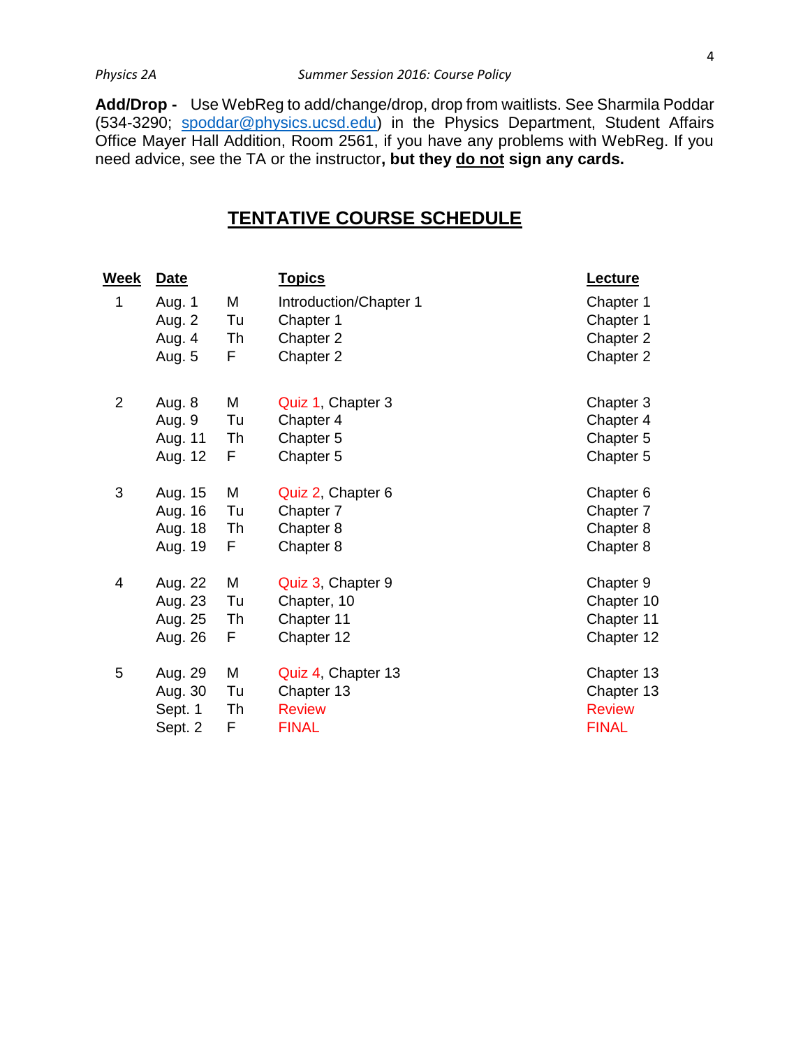**Add/Drop -** Use WebReg to add/change/drop, drop from waitlists. See Sharmila Poddar (534-3290; spoddar@physics.ucsd.edu) in the Physics Department, Student Affairs Office Mayer Hall Addition, Room 2561, if you have any problems with WebReg. If you need advice, see the TA or the instructor**, but they do not sign any cards.**

## TENTATIVE COURSE SCHEDULE

| Week | Date | | Topics | Lecture |
|---|---|---|---|---|
| 1 | Aug. 1 | M | Introduction/Chapter 1 | Chapter 1 |
| | Aug. 2 | Tu | Chapter 1 | Chapter 1 |
| | Aug. 4 | Th | Chapter 2 | Chapter 2 |
| | Aug. 5 | F | Chapter 2 | Chapter 2 |
| 2 | Aug. 8 | M | Quiz 1, Chapter 3 | Chapter 3 |
| | Aug. 9 | Tu | Chapter 4 | Chapter 4 |
| | Aug. 11 | Th | Chapter 5 | Chapter 5 |
| | Aug. 12 | F | Chapter 5 | Chapter 5 |
| 3 | Aug. 15 | M | Quiz 2, Chapter 6 | Chapter 6 |
| | Aug. 16 | Tu | Chapter 7 | Chapter 7 |
| | Aug. 18 | Th | Chapter 8 | Chapter 8 |
| | Aug. 19 | F | Chapter 8 | Chapter 8 |
| 4 | Aug. 22 | M | Quiz 3, Chapter 9 | Chapter 9 |
| | Aug. 23 | Tu | Chapter, 10 | Chapter 10 |
| | Aug. 25 | Th | Chapter 11 | Chapter 11 |
| | Aug. 26 | F | Chapter 12 | Chapter 12 |
| 5 | Aug. 29 | M | Quiz 4, Chapter 13 | Chapter 13 |
| | Aug. 30 | Tu | Chapter 13 | Chapter 13 |
| | Sept. 1 | Th | Review | Review |
| | Sept. 2 | F | FINAL | FINAL |